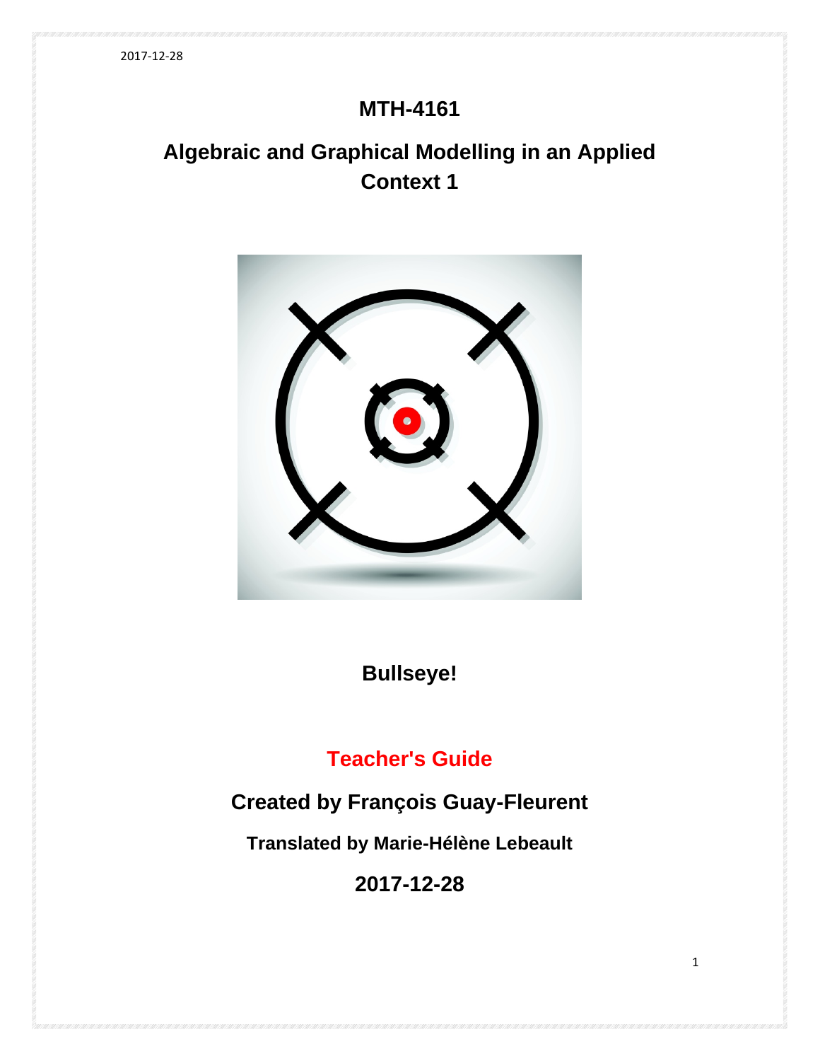# MTH-4161

## Algebraic and Graphical Modelling in an Applied Context 1

**Bullseye!**

**Teacher's Guide**

**Created by François Guay-Fleurent**

**Translated by Marie-Hélène Lebeault**

**2017-12-28**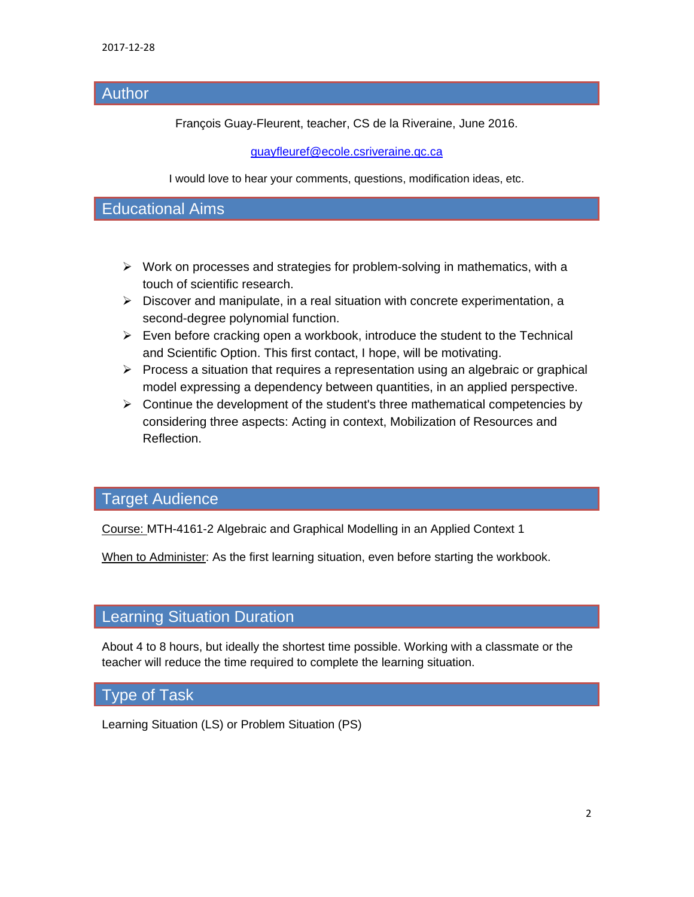## Author

François Guay-Fleurent, teacher, CS de la Riveraine, June 2016.

guayfleuref@ecole.csriveraine.qc.ca

I would love to hear your comments, questions, modification ideas, etc.

## Educational Aims

- Work on processes and strategies for problem-solving in mathematics, with a touch of scientific research.
- Discover and manipulate, in a real situation with concrete experimentation, a second-degree polynomial function.
- Even before cracking open a workbook, introduce the student to the Technical and Scientific Option. This first contact, I hope, will be motivating.
- Process a situation that requires a representation using an algebraic or graphical model expressing a dependency between quantities, in an applied perspective.
- Continue the development of the student's three mathematical competencies by considering three aspects: Acting in context, Mobilization of Resources and Reflection.

## Target Audience

Course: MTH-4161-2 Algebraic and Graphical Modelling in an Applied Context 1

When to Administer: As the first learning situation, even before starting the workbook.

## Learning Situation Duration

About 4 to 8 hours, but ideally the shortest time possible. Working with a classmate or the teacher will reduce the time required to complete the learning situation.

## Type of Task

Learning Situation (LS) or Problem Situation (PS)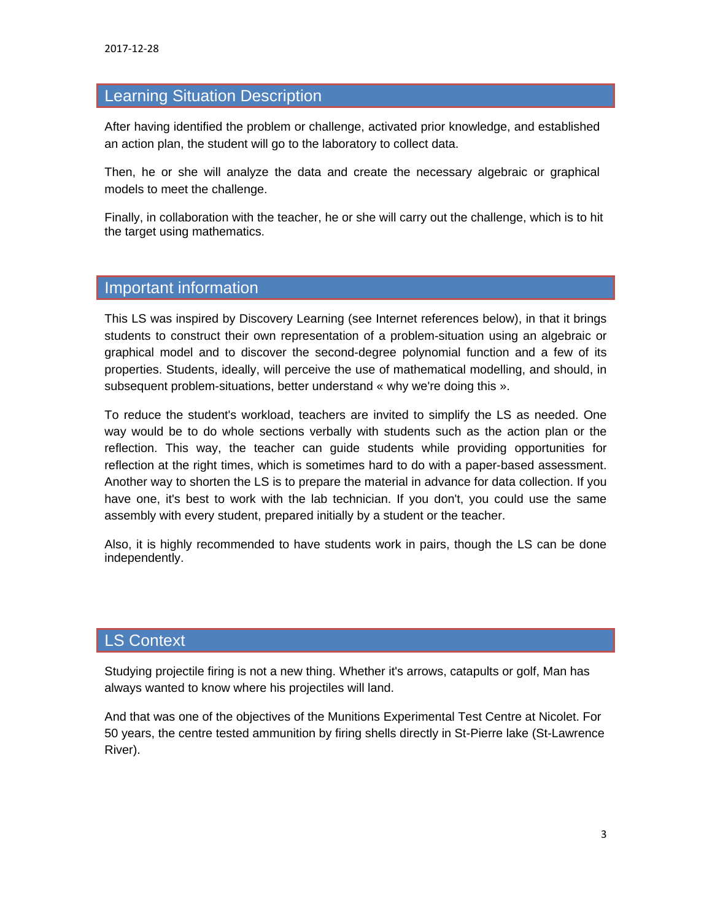2017-12-28

## Learning Situation Description

After having identified the problem or challenge, activated prior knowledge, and established an action plan, the student will go to the laboratory to collect data.

Then, he or she will analyze the data and create the necessary algebraic or graphical models to meet the challenge.

Finally, in collaboration with the teacher, he or she will carry out the challenge, which is to hit the target using mathematics.

## Important information

This LS was inspired by Discovery Learning (see Internet references below), in that it brings students to construct their own representation of a problem-situation using an algebraic or graphical model and to discover the second-degree polynomial function and a few of its properties. Students, ideally, will perceive the use of mathematical modelling, and should, in subsequent problem-situations, better understand « why we're doing this ».

To reduce the student's workload, teachers are invited to simplify the LS as needed. One way would be to do whole sections verbally with students such as the action plan or the reflection. This way, the teacher can guide students while providing opportunities for reflection at the right times, which is sometimes hard to do with a paper-based assessment. Another way to shorten the LS is to prepare the material in advance for data collection. If you have one, it's best to work with the lab technician. If you don't, you could use the same assembly with every student, prepared initially by a student or the teacher.

Also, it is highly recommended to have students work in pairs, though the LS can be done independently.

## LS Context

Studying projectile firing is not a new thing. Whether it's arrows, catapults or golf, Man has always wanted to know where his projectiles will land.

And that was one of the objectives of the Munitions Experimental Test Centre at Nicolet. For 50 years, the centre tested ammunition by firing shells directly in St-Pierre lake (St-Lawrence River).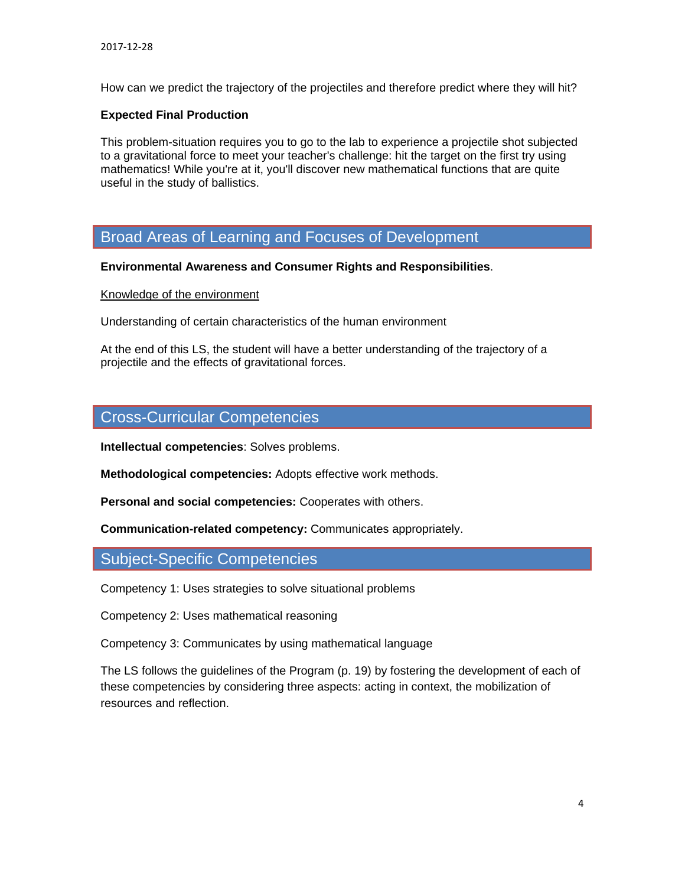How can we predict the trajectory of the projectiles and therefore predict where they will hit?

**Expected Final Production**

This problem-situation requires you to go to the lab to experience a projectile shot subjected to a gravitational force to meet your teacher's challenge: hit the target on the first try using mathematics! While you're at it, you'll discover new mathematical functions that are quite useful in the study of ballistics.

## Broad Areas of Learning and Focuses of Development

**Environmental Awareness and Consumer Rights and Responsibilities**.

Knowledge of the environment

Understanding of certain characteristics of the human environment

At the end of this LS, the student will have a better understanding of the trajectory of a projectile and the effects of gravitational forces.

## Cross-Curricular Competencies

**Intellectual competencies**: Solves problems.

**Methodological competencies:** Adopts effective work methods.

**Personal and social competencies:** Cooperates with others.

**Communication-related competency:** Communicates appropriately.

## Subject-Specific Competencies

Competency 1: Uses strategies to solve situational problems

Competency 2: Uses mathematical reasoning

Competency 3: Communicates by using mathematical language

The LS follows the guidelines of the Program (p. 19) by fostering the development of each of these competencies by considering three aspects: acting in context, the mobilization of resources and reflection.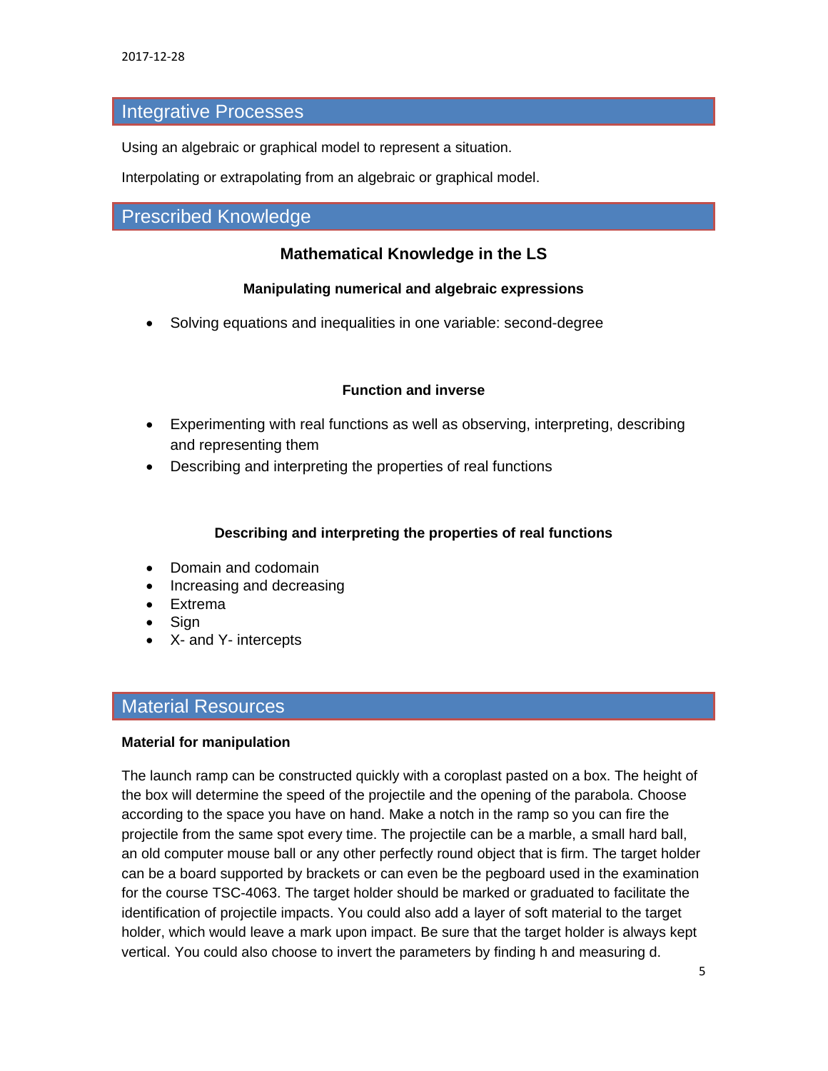## Integrative Processes

Using an algebraic or graphical model to represent a situation.

Interpolating or extrapolating from an algebraic or graphical model.

## Prescribed Knowledge

### Mathematical Knowledge in the LS

#### Manipulating numerical and algebraic expressions

- Solving equations and inequalities in one variable: second-degree

#### Function and inverse

- Experimenting with real functions as well as observing, interpreting, describing and representing them
- Describing and interpreting the properties of real functions

#### Describing and interpreting the properties of real functions

- Domain and codomain
- Increasing and decreasing
- Extrema
- Sign
- X- and Y- intercepts

## Material Resources

**Material for manipulation**

The launch ramp can be constructed quickly with a coroplast pasted on a box. The height of the box will determine the speed of the projectile and the opening of the parabola. Choose according to the space you have on hand. Make a notch in the ramp so you can fire the projectile from the same spot every time. The projectile can be a marble, a small hard ball, an old computer mouse ball or any other perfectly round object that is firm. The target holder can be a board supported by brackets or can even be the pegboard used in the examination for the course TSC-4063. The target holder should be marked or graduated to facilitate the identification of projectile impacts. You could also add a layer of soft material to the target holder, which would leave a mark upon impact. Be sure that the target holder is always kept vertical. You could also choose to invert the parameters by finding h and measuring d.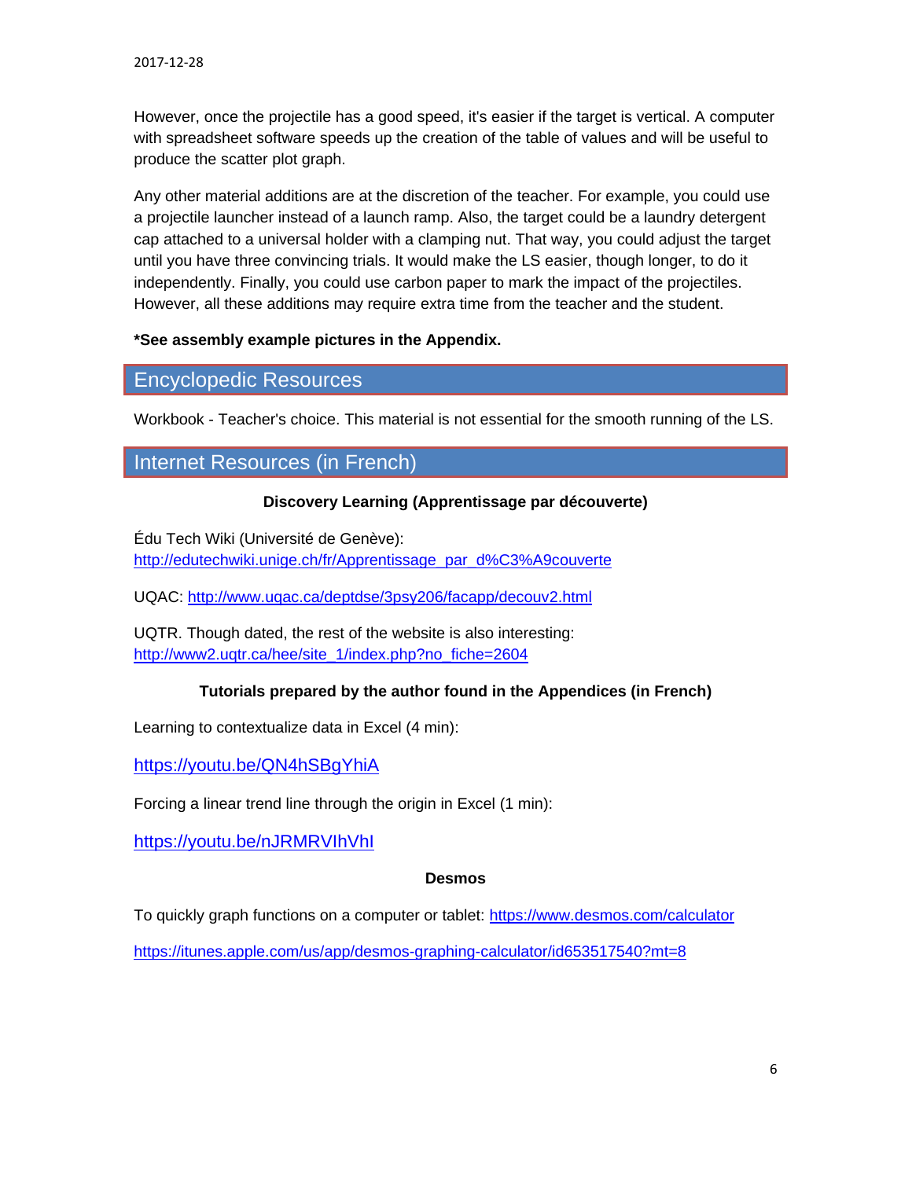However, once the projectile has a good speed, it's easier if the target is vertical. A computer with spreadsheet software speeds up the creation of the table of values and will be useful to produce the scatter plot graph.

Any other material additions are at the discretion of the teacher. For example, you could use a projectile launcher instead of a launch ramp. Also, the target could be a laundry detergent cap attached to a universal holder with a clamping nut. That way, you could adjust the target until you have three convincing trials. It would make the LS easier, though longer, to do it independently. Finally, you could use carbon paper to mark the impact of the projectiles. However, all these additions may require extra time from the teacher and the student.

**\*See assembly example pictures in the Appendix.**

## Encyclopedic Resources

Workbook - Teacher's choice. This material is not essential for the smooth running of the LS.

## Internet Resources (in French)

**Discovery Learning (Apprentissage par découverte)**

Édu Tech Wiki (Université de Genève): http://edutechwiki.unige.ch/fr/Apprentissage_par_d%C3%A9couverte

UQAC: http://www.uqac.ca/deptdse/3psy206/facapp/decouv2.html

UQTR. Though dated, the rest of the website is also interesting: http://www2.uqtr.ca/hee/site_1/index.php?no_fiche=2604

**Tutorials prepared by the author found in the Appendices (in French)**

Learning to contextualize data in Excel (4 min):

https://youtu.be/QN4hSBgYhiA

Forcing a linear trend line through the origin in Excel (1 min):

https://youtu.be/nJRMRVIhVhI

**Desmos**

To quickly graph functions on a computer or tablet: https://www.desmos.com/calculator

https://itunes.apple.com/us/app/desmos-graphing-calculator/id653517540?mt=8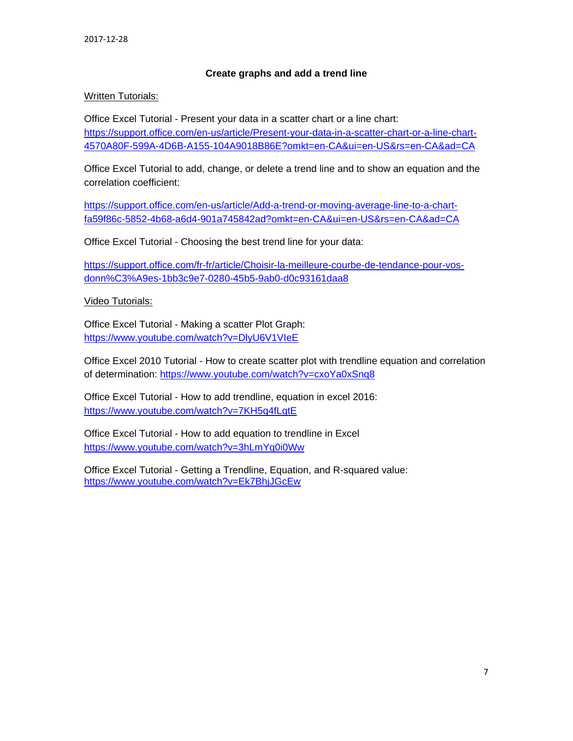### Create graphs and add a trend line

Written Tutorials:

Office Excel Tutorial - Present your data in a scatter chart or a line chart:
https://support.office.com/en-us/article/Present-your-data-in-a-scatter-chart-or-a-line-chart-4570A80F-599A-4D6B-A155-104A9018B86E?omkt=en-CA&ui=en-US&rs=en-CA&ad=CA

Office Excel Tutorial to add, change, or delete a trend line and to show an equation and the correlation coefficient:

https://support.office.com/en-us/article/Add-a-trend-or-moving-average-line-to-a-chart-fa59f86c-5852-4b68-a6d4-901a745842ad?omkt=en-CA&ui=en-US&rs=en-CA&ad=CA

Office Excel Tutorial - Choosing the best trend line for your data:

https://support.office.com/fr-fr/article/Choisir-la-meilleure-courbe-de-tendance-pour-vos-donn%C3%A9es-1bb3c9e7-0280-45b5-9ab0-d0c93161daa8

Video Tutorials:

Office Excel Tutorial - Making a scatter Plot Graph:
https://www.youtube.com/watch?v=DlyU6V1VIeE

Office Excel 2010 Tutorial - How to create scatter plot with trendline equation and correlation of determination: https://www.youtube.com/watch?v=cxoYa0xSnq8

Office Excel Tutorial - How to add trendline, equation in excel 2016:
https://www.youtube.com/watch?v=7KH5q4fLqtE

Office Excel Tutorial - How to add equation to trendline in Excel
https://www.youtube.com/watch?v=3hLmYq0i0Ww

Office Excel Tutorial - Getting a Trendline, Equation, and R-squared value:
https://www.youtube.com/watch?v=Ek7BhjJGcEw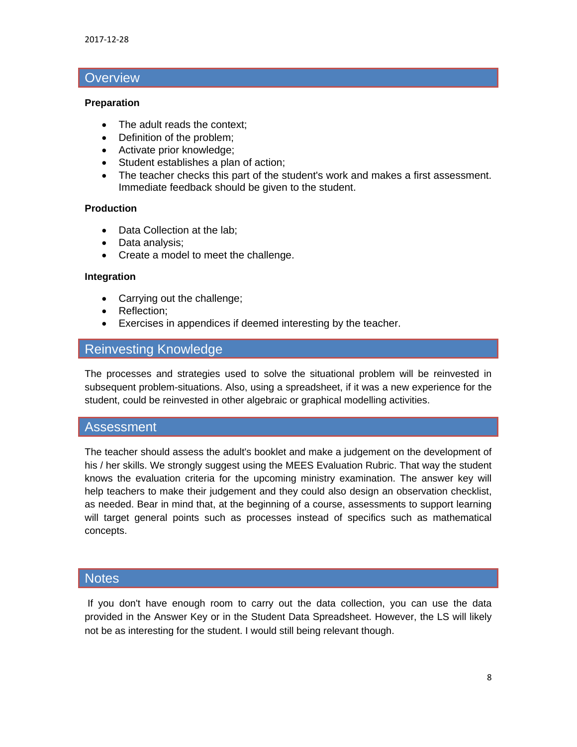## Overview

**Preparation**

- The adult reads the context;
- Definition of the problem;
- Activate prior knowledge;
- Student establishes a plan of action;
- The teacher checks this part of the student's work and makes a first assessment. Immediate feedback should be given to the student.

**Production**

- Data Collection at the lab;
- Data analysis;
- Create a model to meet the challenge.

**Integration**

- Carrying out the challenge;
- Reflection;
- Exercises in appendices if deemed interesting by the teacher.

## Reinvesting Knowledge

The processes and strategies used to solve the situational problem will be reinvested in subsequent problem-situations. Also, using a spreadsheet, if it was a new experience for the student, could be reinvested in other algebraic or graphical modelling activities.

## Assessment

The teacher should assess the adult's booklet and make a judgement on the development of his / her skills. We strongly suggest using the MEES Evaluation Rubric. That way the student knows the evaluation criteria for the upcoming ministry examination. The answer key will help teachers to make their judgement and they could also design an observation checklist, as needed. Bear in mind that, at the beginning of a course, assessments to support learning will target general points such as processes instead of specifics such as mathematical concepts.

## Notes

If you don't have enough room to carry out the data collection, you can use the data provided in the Answer Key or in the Student Data Spreadsheet. However, the LS will likely not be as interesting for the student. I would still being relevant though.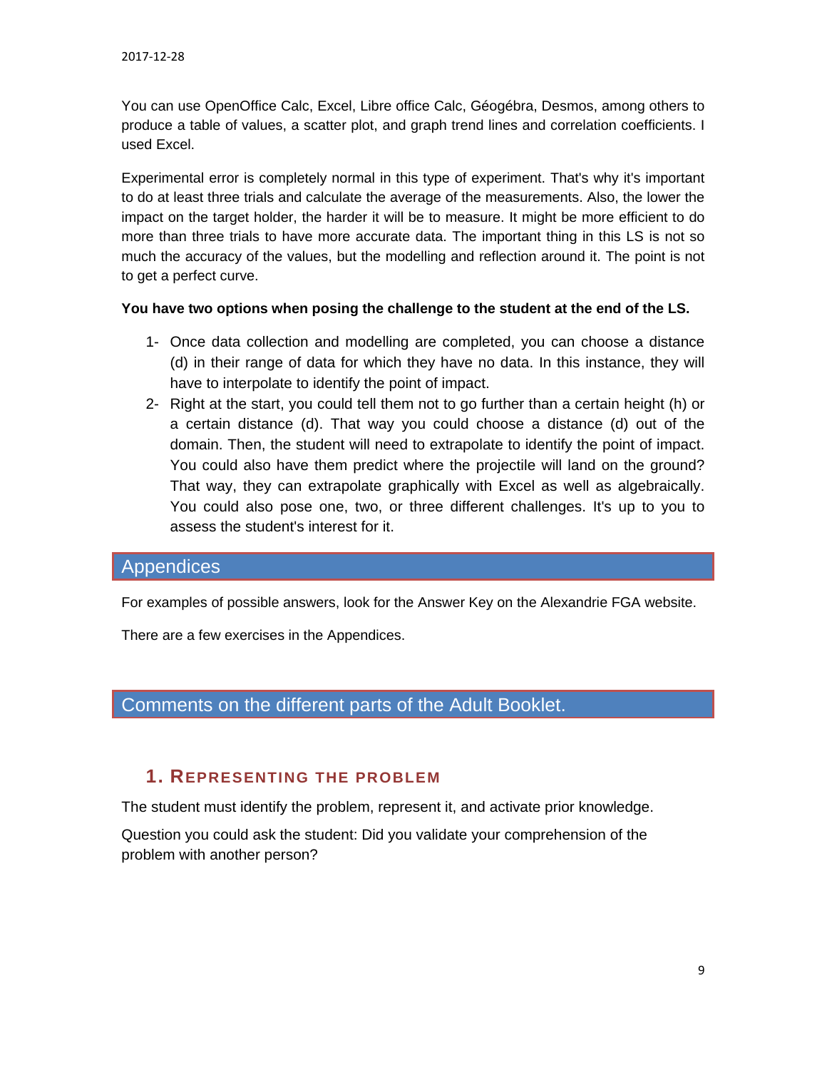You can use OpenOffice Calc, Excel, Libre office Calc, Géogébra, Desmos, among others to produce a table of values, a scatter plot, and graph trend lines and correlation coefficients. I used Excel.

Experimental error is completely normal in this type of experiment. That's why it's important to do at least three trials and calculate the average of the measurements. Also, the lower the impact on the target holder, the harder it will be to measure. It might be more efficient to do more than three trials to have more accurate data. The important thing in this LS is not so much the accuracy of the values, but the modelling and reflection around it. The point is not to get a perfect curve.

**You have two options when posing the challenge to the student at the end of the LS.**

1- Once data collection and modelling are completed, you can choose a distance (d) in their range of data for which they have no data. In this instance, they will have to interpolate to identify the point of impact.
2- Right at the start, you could tell them not to go further than a certain height (h) or a certain distance (d). That way you could choose a distance (d) out of the domain. Then, the student will need to extrapolate to identify the point of impact. You could also have them predict where the projectile will land on the ground? That way, they can extrapolate graphically with Excel as well as algebraically. You could also pose one, two, or three different challenges. It's up to you to assess the student's interest for it.

## Appendices

For examples of possible answers, look for the Answer Key on the Alexandrie FGA website.

There are a few exercises in the Appendices.

## Comments on the different parts of the Adult Booklet.

### 1. Representing the problem

The student must identify the problem, represent it, and activate prior knowledge.

Question you could ask the student: Did you validate your comprehension of the problem with another person?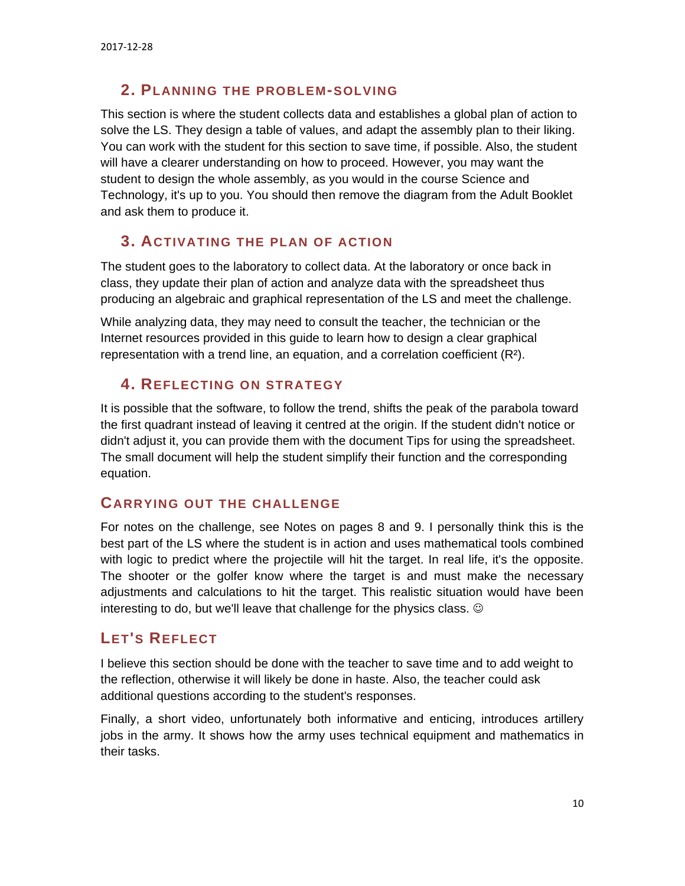## 2. Planning the problem-solving

This section is where the student collects data and establishes a global plan of action to solve the LS. They design a table of values, and adapt the assembly plan to their liking. You can work with the student for this section to save time, if possible. Also, the student will have a clearer understanding on how to proceed. However, you may want the student to design the whole assembly, as you would in the course Science and Technology, it's up to you. You should then remove the diagram from the Adult Booklet and ask them to produce it.

## 3. Activating the plan of action

The student goes to the laboratory to collect data. At the laboratory or once back in class, they update their plan of action and analyze data with the spreadsheet thus producing an algebraic and graphical representation of the LS and meet the challenge.

While analyzing data, they may need to consult the teacher, the technician or the Internet resources provided in this guide to learn how to design a clear graphical representation with a trend line, an equation, and a correlation coefficient ($R^2$).

## 4. Reflecting on strategy

It is possible that the software, to follow the trend, shifts the peak of the parabola toward the first quadrant instead of leaving it centred at the origin. If the student didn't notice or didn't adjust it, you can provide them with the document Tips for using the spreadsheet. The small document will help the student simplify their function and the corresponding equation.

## Carrying out the challenge

For notes on the challenge, see Notes on pages 8 and 9. I personally think this is the best part of the LS where the student is in action and uses mathematical tools combined with logic to predict where the projectile will hit the target. In real life, it's the opposite. The shooter or the golfer know where the target is and must make the necessary adjustments and calculations to hit the target. This realistic situation would have been interesting to do, but we'll leave that challenge for the physics class. ☺

## Let's Reflect

I believe this section should be done with the teacher to save time and to add weight to the reflection, otherwise it will likely be done in haste. Also, the teacher could ask additional questions according to the student's responses.

Finally, a short video, unfortunately both informative and enticing, introduces artillery jobs in the army. It shows how the army uses technical equipment and mathematics in their tasks.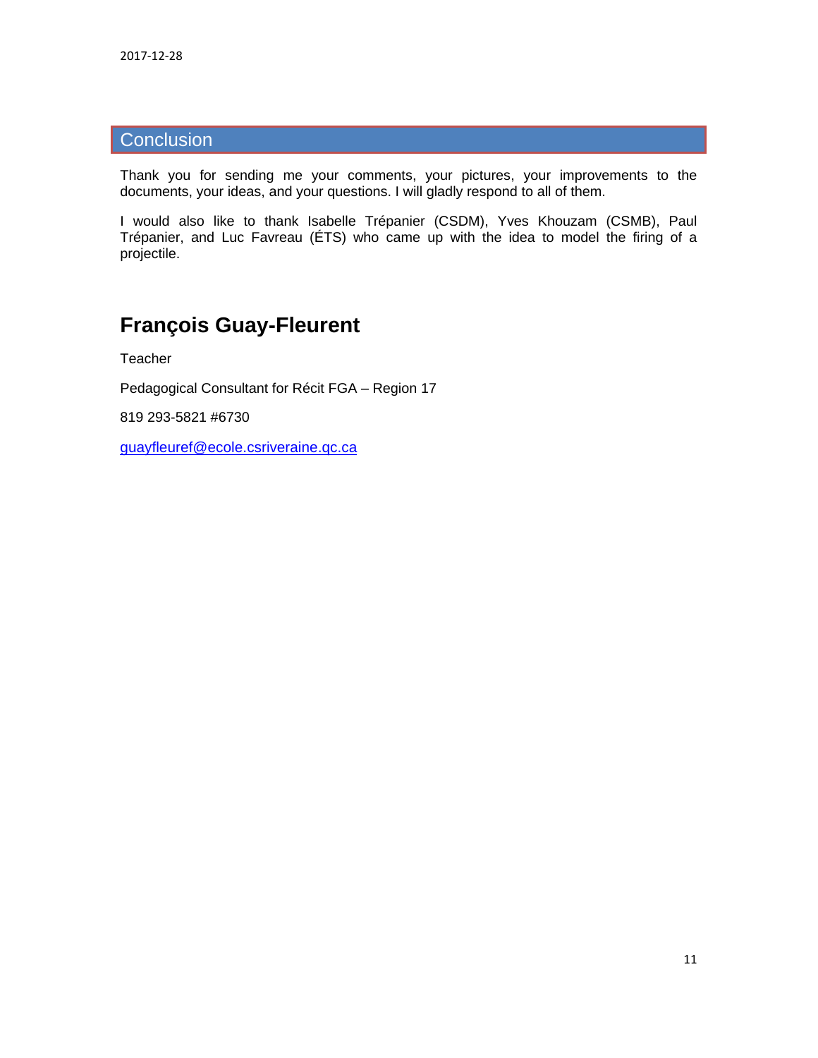## Conclusion

Thank you for sending me your comments, your pictures, your improvements to the documents, your ideas, and your questions. I will gladly respond to all of them.

I would also like to thank Isabelle Trépanier (CSDM), Yves Khouzam (CSMB), Paul Trépanier, and Luc Favreau (ÉTS) who came up with the idea to model the firing of a projectile.

## François Guay-Fleurent

Teacher

Pedagogical Consultant for Récit FGA – Region 17

819 293-5821 #6730

guayfleuref@ecole.csriveraine.qc.ca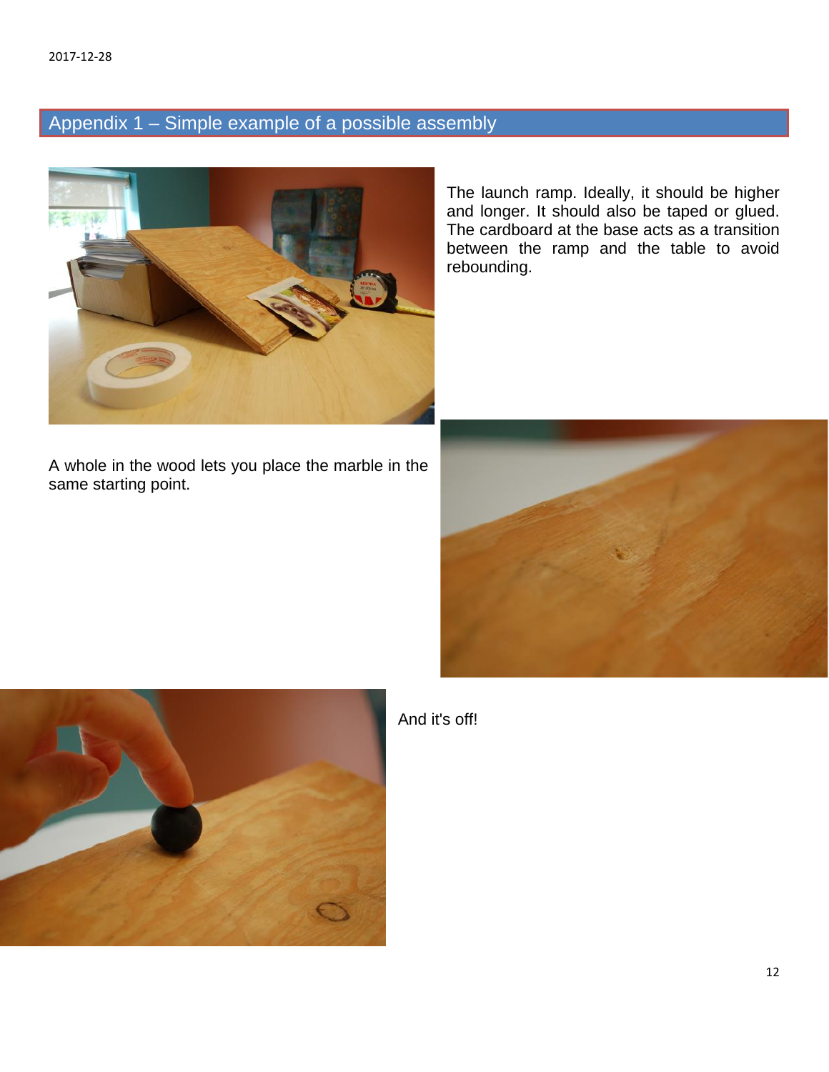## Appendix 1 – Simple example of a possible assembly

The launch ramp. Ideally, it should be higher and longer. It should also be taped or glued. The cardboard at the base acts as a transition between the ramp and the table to avoid rebounding.

A whole in the wood lets you place the marble in the same starting point.

And it's off!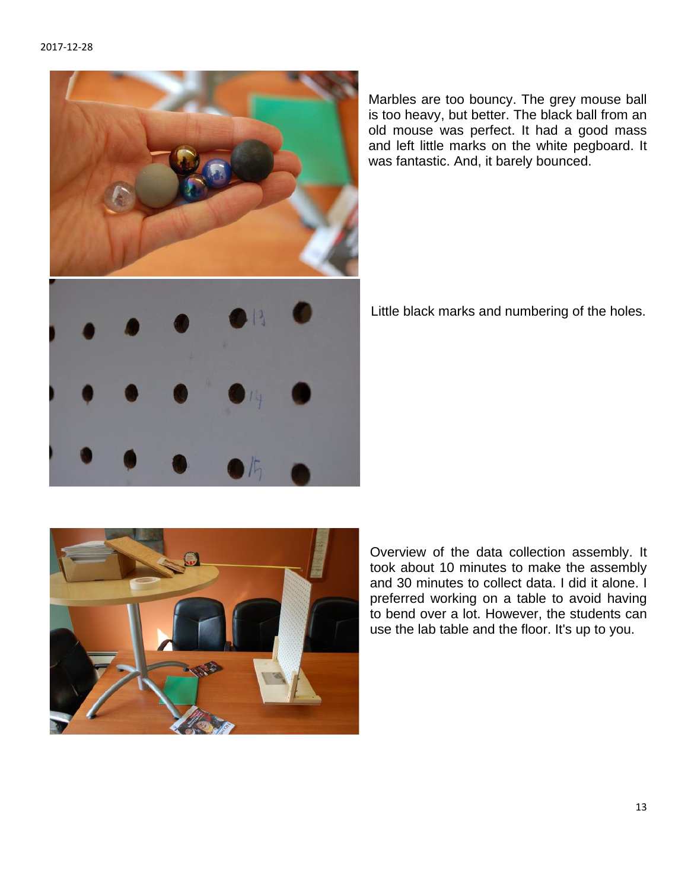Marbles are too bouncy. The grey mouse ball is too heavy, but better. The black ball from an old mouse was perfect. It had a good mass and left little marks on the white pegboard. It was fantastic. And, it barely bounced.

Little black marks and numbering of the holes.

Overview of the data collection assembly. It took about 10 minutes to make the assembly and 30 minutes to collect data. I did it alone. I preferred working on a table to avoid having to bend over a lot. However, the students can use the lab table and the floor. It's up to you.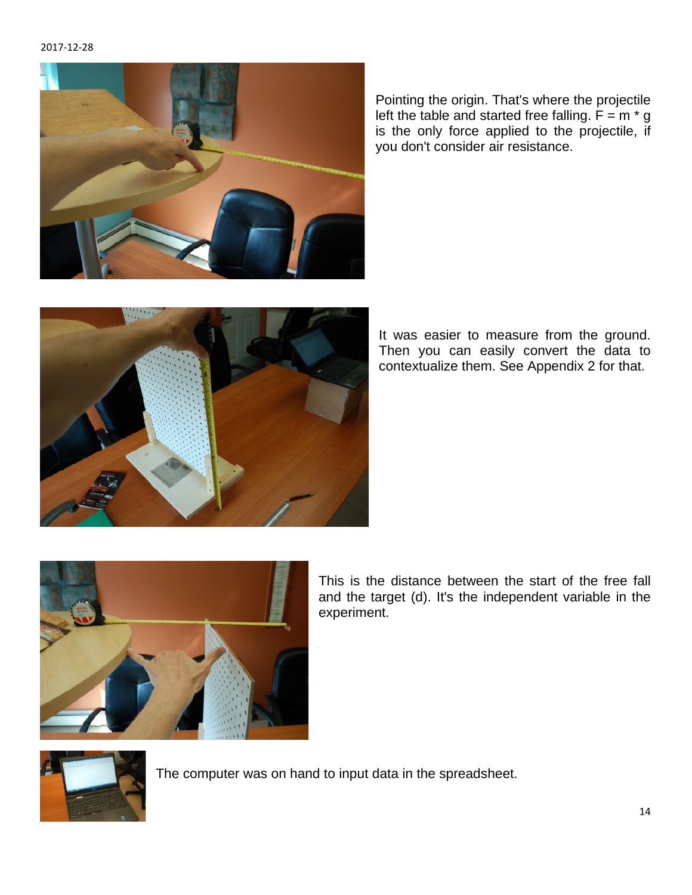Pointing the origin. That's where the projectile left the table and started free falling. $F = m * g$ is the only force applied to the projectile, if you don't consider air resistance.

It was easier to measure from the ground. Then you can easily convert the data to contextualize them. See Appendix 2 for that.

This is the distance between the start of the free fall and the target (d). It's the independent variable in the experiment.

The computer was on hand to input data in the spreadsheet.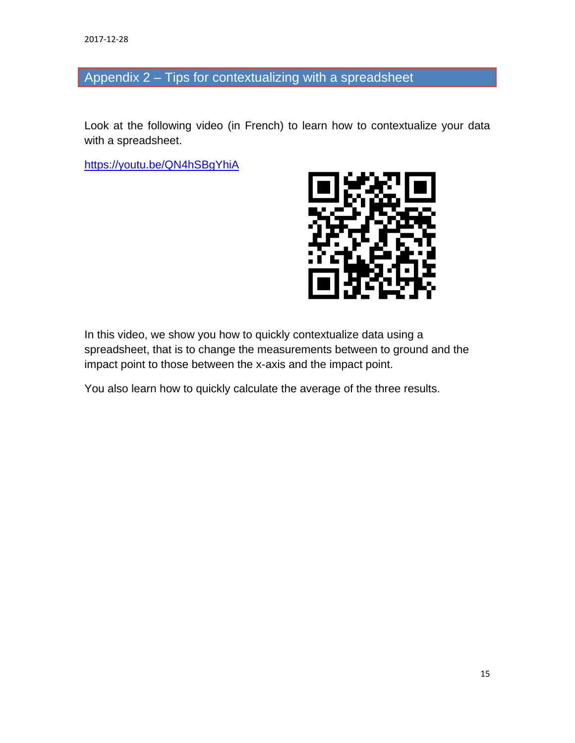## Appendix 2 – Tips for contextualizing with a spreadsheet

Look at the following video (in French) to learn how to contextualize your data with a spreadsheet.

[https://youtu.be/QN4hSBgYhiA](https://youtu.be/QN4hSBgYhiA)

In this video, we show you how to quickly contextualize data using a spreadsheet, that is to change the measurements between to ground and the impact point to those between the x-axis and the impact point.

You also learn how to quickly calculate the average of the three results.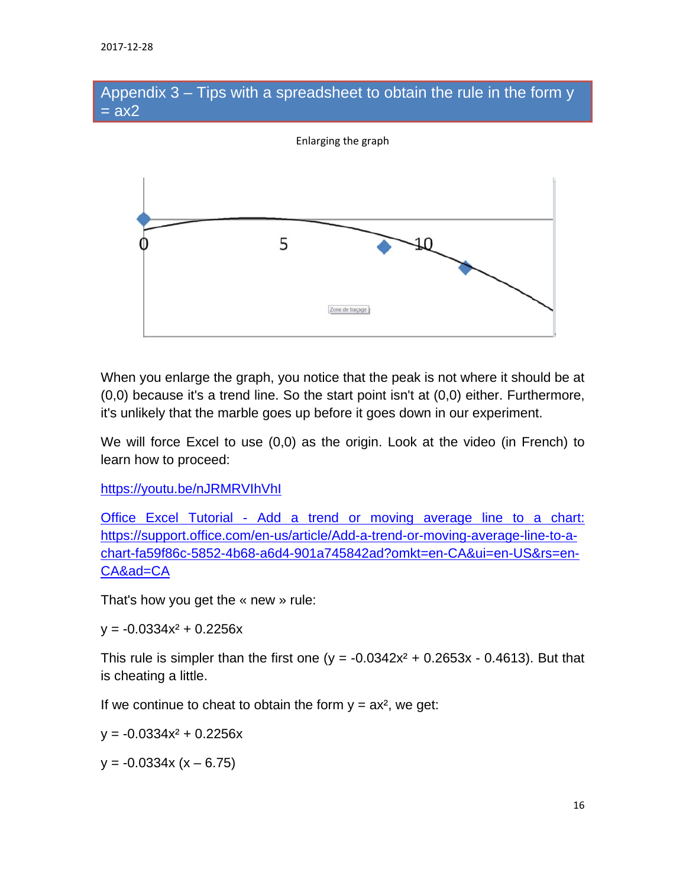## Appendix 3 – Tips with a spreadsheet to obtain the rule in the form y = ax2

Enlarging the graph

When you enlarge the graph, you notice that the peak is not where it should be at (0,0) because it's a trend line. So the start point isn't at (0,0) either. Furthermore, it's unlikely that the marble goes up before it goes down in our experiment.

We will force Excel to use (0,0) as the origin. Look at the video (in French) to learn how to proceed:

https://youtu.be/nJRMRVIhVhI

Office Excel Tutorial - Add a trend or moving average line to a chart: https://support.office.com/en-us/article/Add-a-trend-or-moving-average-line-to-a-chart-fa59f86c-5852-4b68-a6d4-901a745842ad?omkt=en-CA&ui=en-US&rs=en-CA&ad=CA

That's how you get the « new » rule:

$y = -0.0334x^2 + 0.2256x$

This rule is simpler than the first one ($y = -0.0342x^2 + 0.2653x - 0.4613$). But that is cheating a little.

If we continue to cheat to obtain the form $y = ax^2$, we get:

$y = -0.0334x^2 + 0.2256x$

$y = -0.0334x\ (x – 6.75)$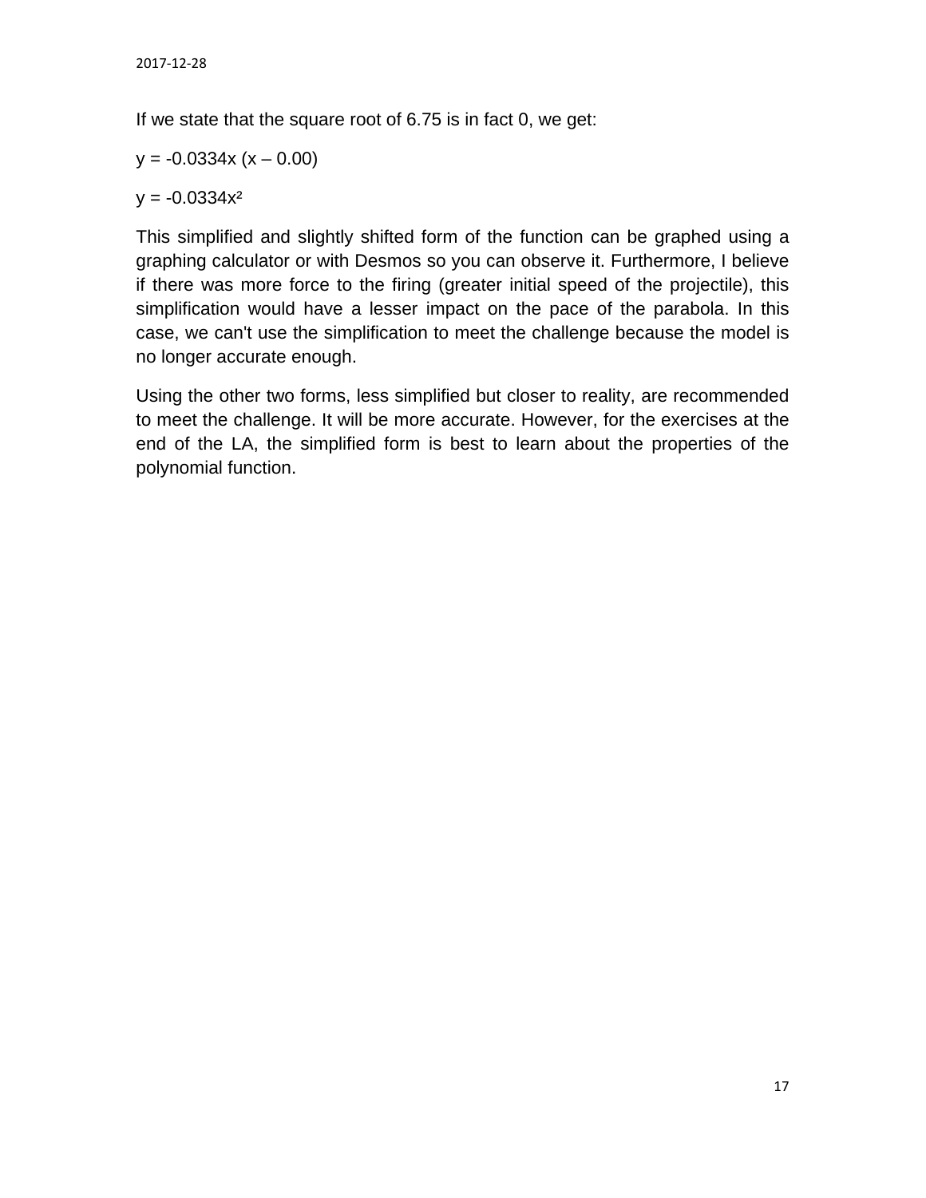If we state that the square root of 6.75 is in fact 0, we get:

$y = -0.0334x\,(x - 0.00)$

$y = -0.0334x^2$

This simplified and slightly shifted form of the function can be graphed using a graphing calculator or with Desmos so you can observe it. Furthermore, I believe if there was more force to the firing (greater initial speed of the projectile), this simplification would have a lesser impact on the pace of the parabola. In this case, we can't use the simplification to meet the challenge because the model is no longer accurate enough.

Using the other two forms, less simplified but closer to reality, are recommended to meet the challenge. It will be more accurate. However, for the exercises at the end of the LA, the simplified form is best to learn about the properties of the polynomial function.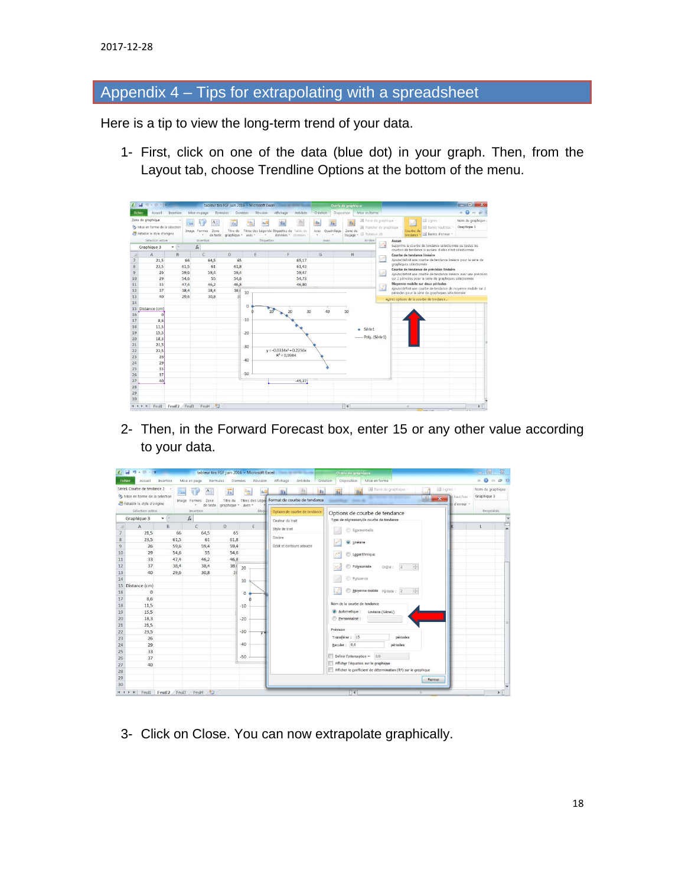## Appendix 4 – Tips for extrapolating with a spreadsheet

Here is a tip to view the long-term trend of your data.

1- First, click on one of the data (blue dot) in your graph. Then, from the Layout tab, choose Trendline Options at the bottom of the menu.

2- Then, in the Forward Forecast box, enter 15 or any other value according to your data.

3- Click on Close. You can now extrapolate graphically.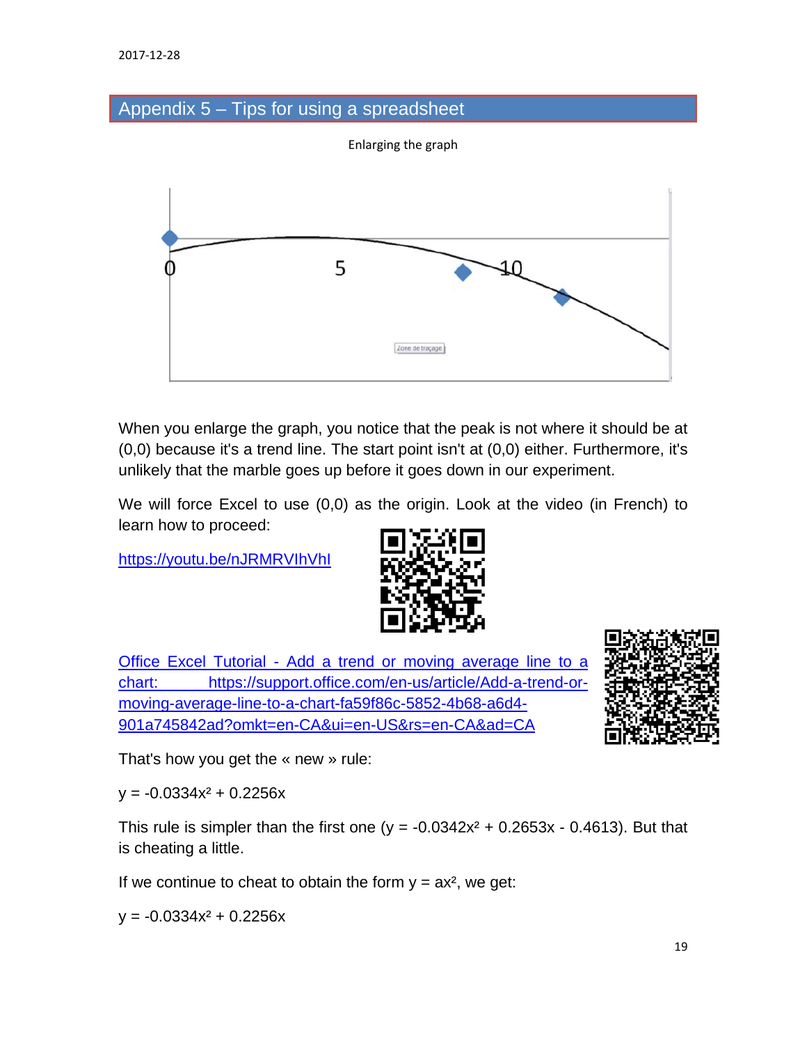## Appendix 5 – Tips for using a spreadsheet

Enlarging the graph

When you enlarge the graph, you notice that the peak is not where it should be at (0,0) because it's a trend line. The start point isn't at (0,0) either. Furthermore, it's unlikely that the marble goes up before it goes down in our experiment.

We will force Excel to use (0,0) as the origin. Look at the video (in French) to learn how to proceed:

https://youtu.be/nJRMRVIhVhI

Office Excel Tutorial - Add a trend or moving average line to a chart: https://support.office.com/en-us/article/Add-a-trend-or-moving-average-line-to-a-chart-fa59f86c-5852-4b68-a6d4-901a745842ad?omkt=en-CA&ui=en-US&rs=en-CA&ad=CA

That's how you get the « new » rule:

$y = -0.0334x^2 + 0.2256x$

This rule is simpler than the first one ($y = -0.0342x^2 + 0.2653x - 0.4613$). But that is cheating a little.

If we continue to cheat to obtain the form $y = ax^2$, we get:

$y = -0.0334x^2 + 0.2256x$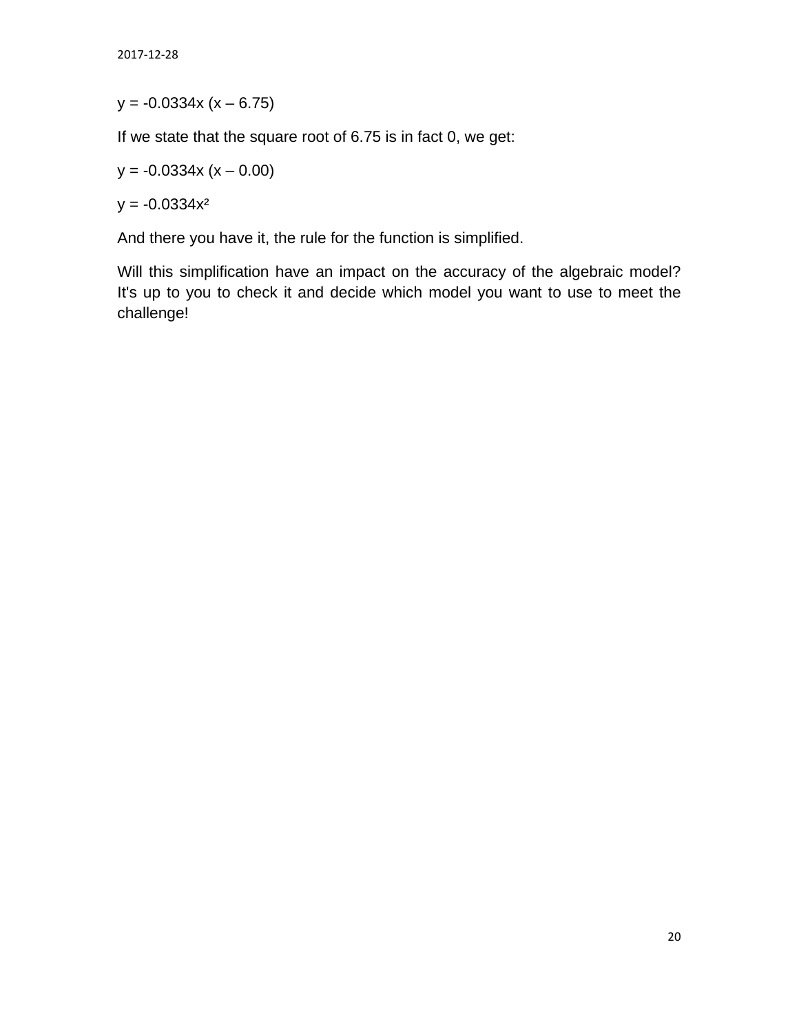$y = -0.0334x\ (x - 6.75)$

If we state that the square root of 6.75 is in fact 0, we get:

$y = -0.0334x\ (x - 0.00)$

$y = -0.0334x^2$

And there you have it, the rule for the function is simplified.

Will this simplification have an impact on the accuracy of the algebraic model? It's up to you to check it and decide which model you want to use to meet the challenge!